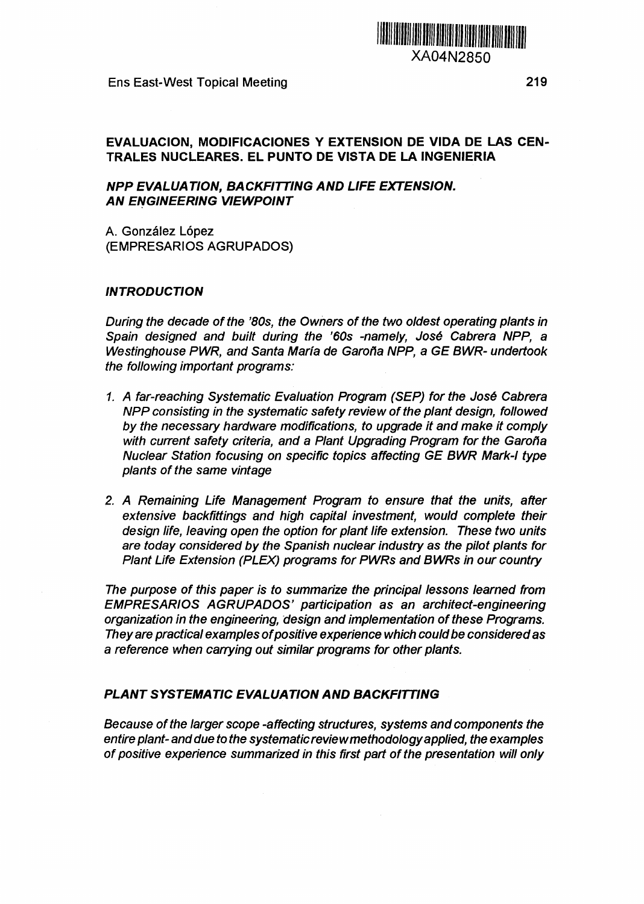# EVALUACION, MODIFICACIONES Y EXTENSION DE VIDA DE LAS CENTRALES NUCLEARES. EL PUNTO DE VISTA DE LA INGENIERIA

## *NPP EVALUATION, BACKFITTING AND LIFE EXTENSION. AN ENGINEERING VIEWPOINT*

A. González López
(EMPRESARIOS AGRUPADOS)

### *INTRODUCTION*

*During the decade of the '80s, the Owners of the two oldest operating plants in Spain designed and built during the '60s -namely, José Cabrera NPP, a Westinghouse PWR, and Santa María de Garoña NPP, a GE BWR- undertook the following important programs:*

1. *A far-reaching Systematic Evaluation Program (SEP) for the José Cabrera NPP consisting in the systematic safety review of the plant design, followed by the necessary hardware modifications, to upgrade it and make it comply with current safety criteria, and a Plant Upgrading Program for the Garoña Nuclear Station focusing on specific topics affecting GE BWR Mark-I type plants of the same vintage*

2. *A Remaining Life Management Program to ensure that the units, after extensive backfittings and high capital investment, would complete their design life, leaving open the option for plant life extension. These two units are today considered by the Spanish nuclear industry as the pilot plants for Plant Life Extension (PLEX) programs for PWRs and BWRs in our country*

*The purpose of this paper is to summarize the principal lessons learned from EMPRESARIOS AGRUPADOS' participation as an architect-engineering organization in the engineering, design and implementation of these Programs. They are practical examples of positive experience which could be considered as a reference when carrying out similar programs for other plants.*

### *PLANT SYSTEMATIC EVALUATION AND BACKFITTING*

*Because of the larger scope -affecting structures, systems and components the entire plant- and due to the systematic review methodology applied, the examples of positive experience summarized in this first part of the presentation will only*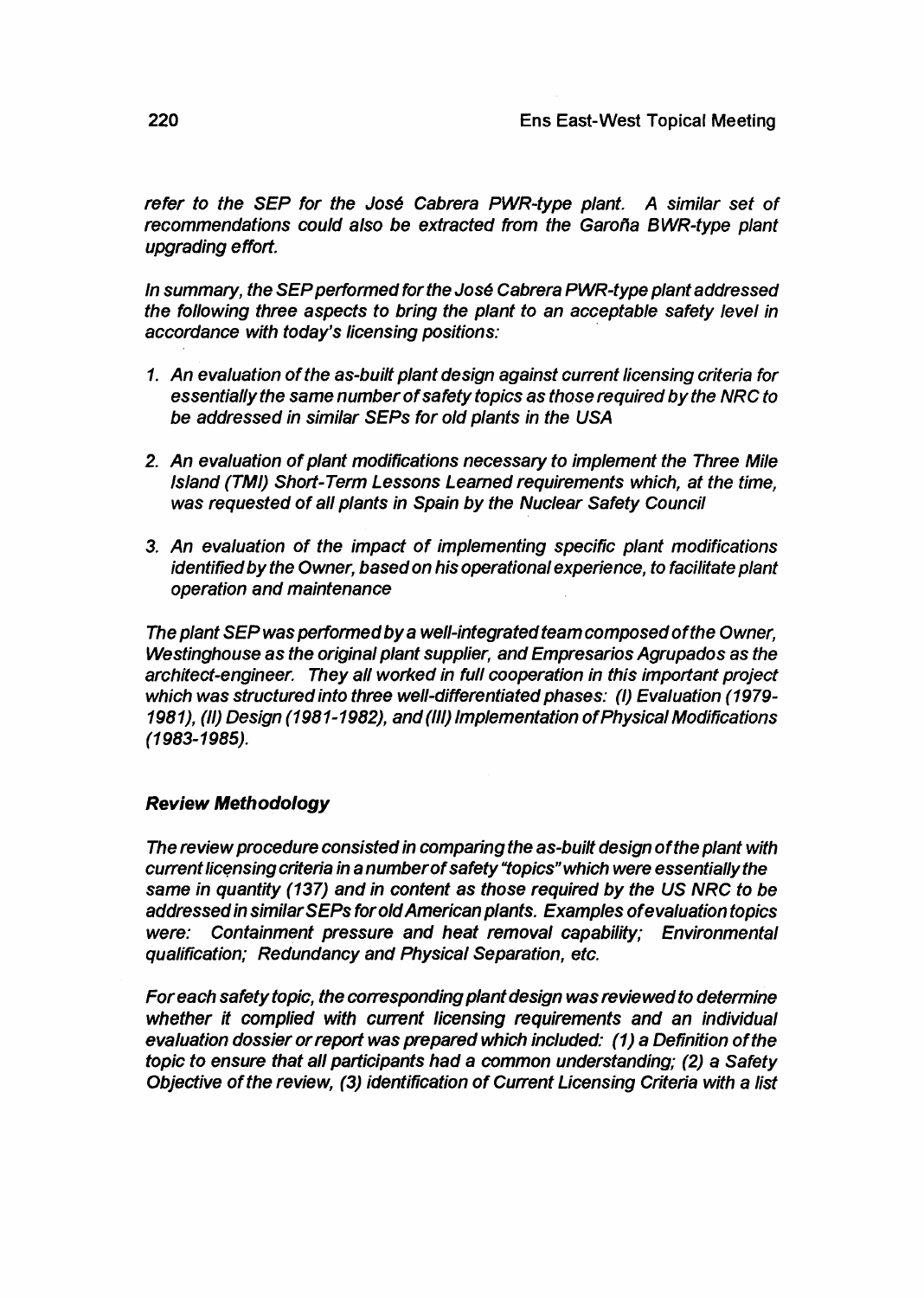*refer to the SEP for the José Cabrera PWR-type plant. A similar set of recommendations could also be extracted from the Garoña BWR-type plant upgrading effort.*

*In summary, the SEP performed for the José Cabrera PWR-type plant addressed the following three aspects to bring the plant to an acceptable safety level in accordance with today's licensing positions:*

1. *An evaluation of the as-built plant design against current licensing criteria for essentially the same number of safety topics as those required by the NRC to be addressed in similar SEPs for old plants in the USA*

2. *An evaluation of plant modifications necessary to implement the Three Mile Island (TMI) Short-Term Lessons Learned requirements which, at the time, was requested of all plants in Spain by the Nuclear Safety Council*

3. *An evaluation of the impact of implementing specific plant modifications identified by the Owner, based on his operational experience, to facilitate plant operation and maintenance*

*The plant SEP was performed by a well-integrated team composed of the Owner, Westinghouse as the original plant supplier, and Empresarios Agrupados as the architect-engineer. They all worked in full cooperation in this important project which was structured into three well-differentiated phases: (I) Evaluation (1979-1981), (II) Design (1981-1982), and (III) Implementation of Physical Modifications (1983-1985).*

### *Review Methodology*

*The review procedure consisted in comparing the as-built design of the plant with current licensing criteria in a number of safety "topics" which were essentially the same in quantity (137) and in content as those required by the US NRC to be addressed in similar SEPs for old American plants. Examples of evaluation topics were: Containment pressure and heat removal capability; Environmental qualification; Redundancy and Physical Separation, etc.*

*For each safety topic, the corresponding plant design was reviewed to determine whether it complied with current licensing requirements and an individual evaluation dossier or report was prepared which included: (1) a Definition of the topic to ensure that all participants had a common understanding; (2) a Safety Objective of the review, (3) identification of Current Licensing Criteria with a list*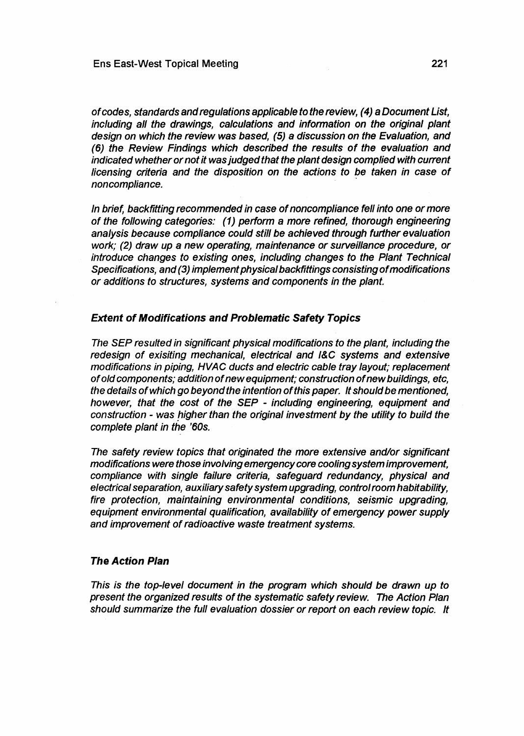*of codes, standards and regulations applicable to the review, (4) a Document List, including all the drawings, calculations and information on the original plant design on which the review was based, (5) a discussion on the Evaluation, and (6) the Review Findings which described the results of the evaluation and indicated whether or not it was judged that the plant design complied with current licensing criteria and the disposition on the actions to be taken in case of noncompliance.*

*In brief, backfitting recommended in case of noncompliance fell into one or more of the following categories: (1) perform a more refined, thorough engineering analysis because compliance could still be achieved through further evaluation work; (2) draw up a new operating, maintenance or surveillance procedure, or introduce changes to existing ones, including changes to the Plant Technical Specifications, and (3) implement physical backfittings consisting of modifications or additions to structures, systems and components in the plant.*

### *Extent of Modifications and Problematic Safety Topics*

*The SEP resulted in significant physical modifications to the plant, including the redesign of exisiting mechanical, electrical and I&C systems and extensive modifications in piping, HVAC ducts and electric cable tray layout; replacement of old components; addition of new equipment; construction of new buildings, etc, the details of which go beyond the intention of this paper. It should be mentioned, however, that the cost of the SEP - including engineering, equipment and construction - was higher than the original investment by the utility to build the complete plant in the '60s.*

*The safety review topics that originated the more extensive and/or significant modifications were those involving emergency core cooling system improvement, compliance with single failure criteria, safeguard redundancy, physical and electrical separation, auxiliary safety system upgrading, control room habitability, fire protection, maintaining environmental conditions, seismic upgrading, equipment environmental qualification, availability of emergency power supply and improvement of radioactive waste treatment systems.*

### *The Action Plan*

*This is the top-level document in the program which should be drawn up to present the organized results of the systematic safety review. The Action Plan should summarize the full evaluation dossier or report on each review topic. It*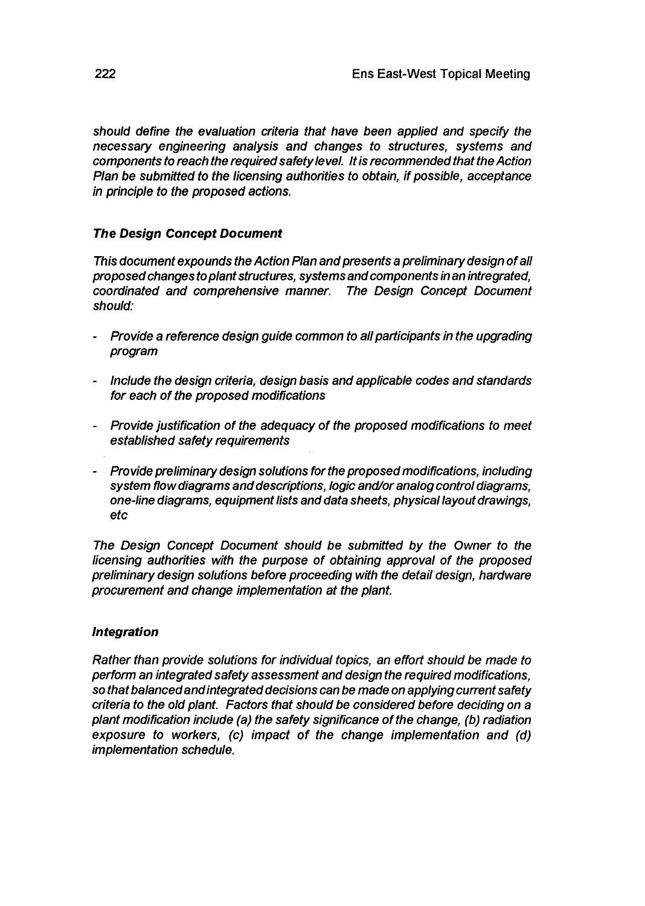*should define the evaluation criteria that have been applied and specify the necessary engineering analysis and changes to structures, systems and components to reach the required safety level. It is recommended that the Action Plan be submitted to the licensing authorities to obtain, if possible, acceptance in principle to the proposed actions.*

### *The Design Concept Document*

*This document expounds the Action Plan and presents a preliminary design of all proposed changes to plant structures, systems and components in an intregrated, coordinated and comprehensive manner. The Design Concept Document should:*

- *Provide a reference design guide common to all participants in the upgrading program*
- *Include the design criteria, design basis and applicable codes and standards for each of the proposed modifications*
- *Provide justification of the adequacy of the proposed modifications to meet established safety requirements*
- *Provide preliminary design solutions for the proposed modifications, including system flow diagrams and descriptions, logic and/or analog control diagrams, one-line diagrams, equipment lists and data sheets, physical layout drawings, etc*

*The Design Concept Document should be submitted by the Owner to the licensing authorities with the purpose of obtaining approval of the proposed preliminary design solutions before proceeding with the detail design, hardware procurement and change implementation at the plant.*

### *Integration*

*Rather than provide solutions for individual topics, an effort should be made to perform an integrated safety assessment and design the required modifications, so that balanced and integrated decisions can be made on applying current safety criteria to the old plant. Factors that should be considered before deciding on a plant modification include (a) the safety significance of the change, (b) radiation exposure to workers, (c) impact of the change implementation and (d) implementation schedule.*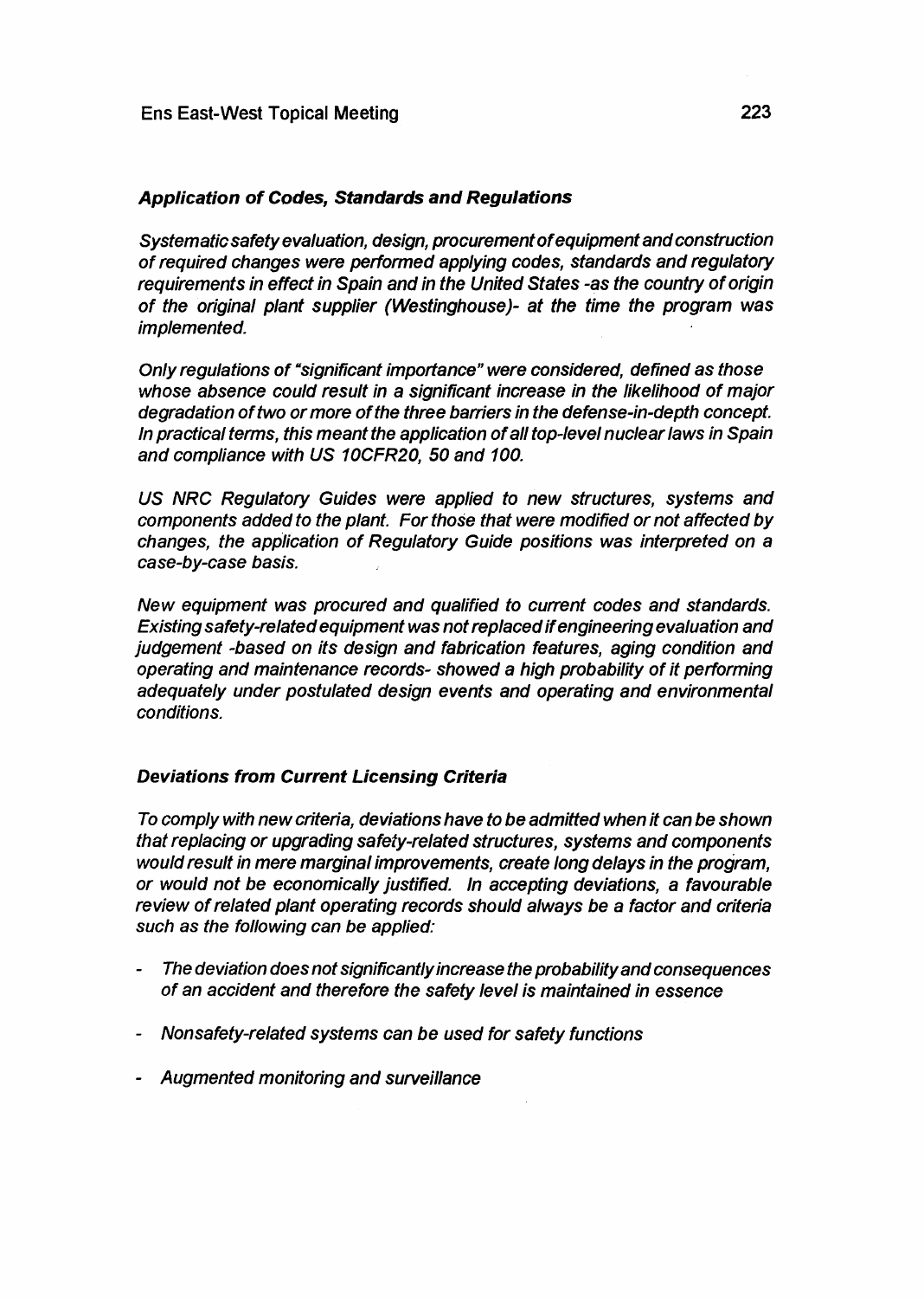### *Application of Codes, Standards and Regulations*

*Systematic safety evaluation, design, procurement of equipment and construction of required changes were performed applying codes, standards and regulatory requirements in effect in Spain and in the United States -as the country of origin of the original plant supplier (Westinghouse)- at the time the program was implemented.*

*Only regulations of "significant importance" were considered, defined as those whose absence could result in a significant increase in the likelihood of major degradation of two or more of the three barriers in the defense-in-depth concept. In practical terms, this meant the application of all top-level nuclear laws in Spain and compliance with US 10CFR20, 50 and 100.*

*US NRC Regulatory Guides were applied to new structures, systems and components added to the plant. For those that were modified or not affected by changes, the application of Regulatory Guide positions was interpreted on a case-by-case basis.*

*New equipment was procured and qualified to current codes and standards. Existing safety-related equipment was not replaced if engineering evaluation and judgement -based on its design and fabrication features, aging condition and operating and maintenance records- showed a high probability of it performing adequately under postulated design events and operating and environmental conditions.*

### *Deviations from Current Licensing Criteria*

*To comply with new criteria, deviations have to be admitted when it can be shown that replacing or upgrading safety-related structures, systems and components would result in mere marginal improvements, create long delays in the program, or would not be economically justified. In accepting deviations, a favourable review of related plant operating records should always be a factor and criteria such as the following can be applied:*

- *The deviation does not significantly increase the probability and consequences of an accident and therefore the safety level is maintained in essence*
- *Nonsafety-related systems can be used for safety functions*
- *Augmented monitoring and surveillance*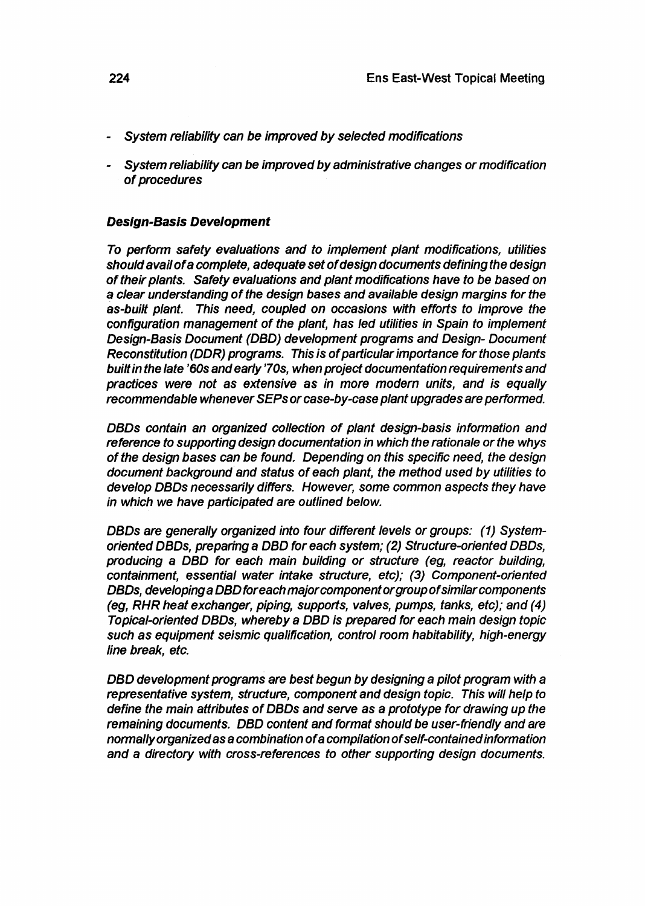- *System reliability can be improved by selected modifications*

- *System reliability can be improved by administrative changes or modification of procedures*

### *Design-Basis Development*

*To perform safety evaluations and to implement plant modifications, utilities should avail of a complete, adequate set of design documents defining the design of their plants. Safety evaluations and plant modifications have to be based on a clear understanding of the design bases and available design margins for the as-built plant. This need, coupled on occasions with efforts to improve the configuration management of the plant, has led utilities in Spain to implement Design-Basis Document (DBD) development programs and Design- Document Reconstitution (DDR) programs. This is of particular importance for those plants built in the late '60s and early '70s, when project documentation requirements and practices were not as extensive as in more modern units, and is equally recommendable whenever SEPs or case-by-case plant upgrades are performed.*

*DBDs contain an organized collection of plant design-basis information and reference to supporting design documentation in which the rationale or the whys of the design bases can be found. Depending on this specific need, the design document background and status of each plant, the method used by utilities to develop DBDs necessarily differs. However, some common aspects they have in which we have participated are outlined below.*

*DBDs are generally organized into four different levels or groups: (1) System-oriented DBDs, preparing a DBD for each system; (2) Structure-oriented DBDs, producing a DBD for each main building or structure (eg, reactor building, containment, essential water intake structure, etc); (3) Component-oriented DBDs, developing a DBD for each major component or group of similar components (eg, RHR heat exchanger, piping, supports, valves, pumps, tanks, etc); and (4) Topical-oriented DBDs, whereby a DBD is prepared for each main design topic such as equipment seismic qualification, control room habitability, high-energy line break, etc.*

*DBD development programs are best begun by designing a pilot program with a representative system, structure, component and design topic. This will help to define the main attributes of DBDs and serve as a prototype for drawing up the remaining documents. DBD content and format should be user-friendly and are normally organized as a combination of a compilation of self-contained information and a directory with cross-references to other supporting design documents.*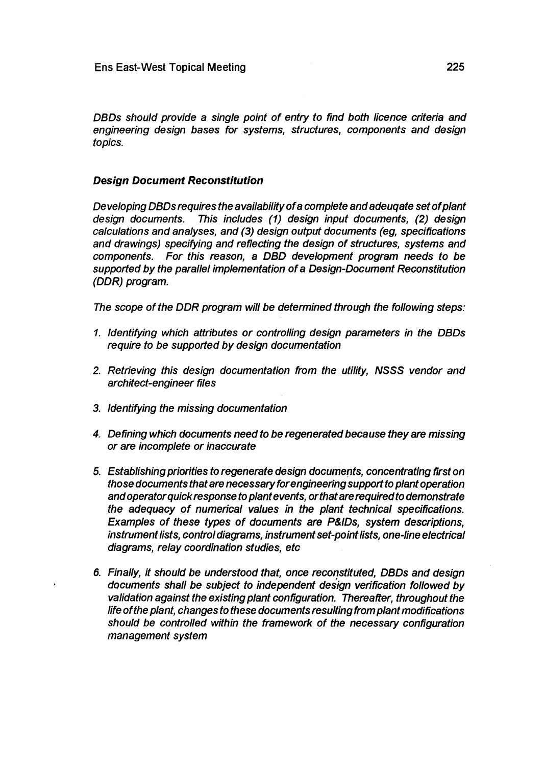*DBDs should provide a single point of entry to find both licence criteria and engineering design bases for systems, structures, components and design topics.*

### *Design Document Reconstitution*

*Developing DBDs requires the availability of a complete and adeuqate set of plant design documents. This includes (1) design input documents, (2) design calculations and analyses, and (3) design output documents (eg, specifications and drawings) specifying and reflecting the design of structures, systems and components. For this reason, a DBD development program needs to be supported by the parallel implementation of a Design-Document Reconstitution (DDR) program.*

*The scope of the DDR program will be determined through the following steps:*

1. *Identifying which attributes or controlling design parameters in the DBDs require to be supported by design documentation*

2. *Retrieving this design documentation from the utility, NSSS vendor and architect-engineer files*

3. *Identifying the missing documentation*

4. *Defining which documents need to be regenerated because they are missing or are incomplete or inaccurate*

5. *Establishing priorities to regenerate design documents, concentrating first on those documents that are necessary for engineering support to plant operation and operator quick response to plant events, or that are required to demonstrate the adequacy of numerical values in the plant technical specifications. Examples of these types of documents are P&IDs, system descriptions, instrument lists, control diagrams, instrument set-point lists, one-line electrical diagrams, relay coordination studies, etc*

6. *Finally, it should be understood that, once reconstituted, DBDs and design documents shall be subject to independent design verification followed by validation against the existing plant configuration. Thereafter, throughout the life of the plant, changes to these documents resulting from plant modifications should be controlled within the framework of the necessary configuration management system*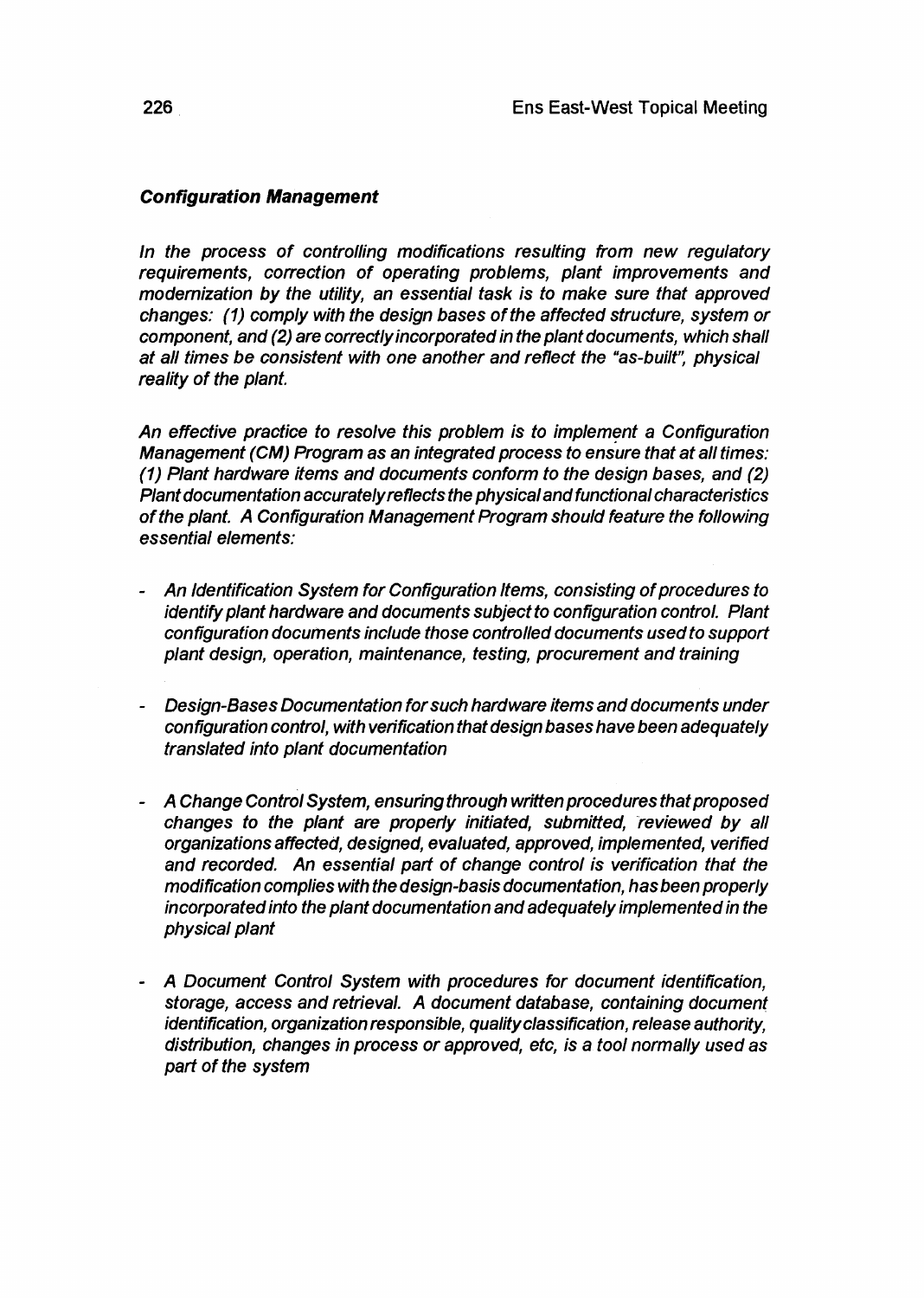### *Configuration Management*

*In the process of controlling modifications resulting from new regulatory requirements, correction of operating problems, plant improvements and modernization by the utility, an essential task is to make sure that approved changes: (1) comply with the design bases of the affected structure, system or component, and (2) are correctly incorporated in the plant documents, which shall at all times be consistent with one another and reflect the "as-built", physical reality of the plant.*

*An effective practice to resolve this problem is to implement a Configuration Management (CM) Program as an integrated process to ensure that at all times: (1) Plant hardware items and documents conform to the design bases, and (2) Plant documentation accurately reflects the physical and functional characteristics of the plant. A Configuration Management Program should feature the following essential elements:*

- *An Identification System for Configuration Items, consisting of procedures to identify plant hardware and documents subject to configuration control. Plant configuration documents include those controlled documents used to support plant design, operation, maintenance, testing, procurement and training*

- *Design-Bases Documentation for such hardware items and documents under configuration control, with verification that design bases have been adequately translated into plant documentation*

- *A Change Control System, ensuring through written procedures that proposed changes to the plant are properly initiated, submitted, reviewed by all organizations affected, designed, evaluated, approved, implemented, verified and recorded. An essential part of change control is verification that the modification complies with the design-basis documentation, has been properly incorporated into the plant documentation and adequately implemented in the physical plant*

- *A Document Control System with procedures for document identification, storage, access and retrieval. A document database, containing document identification, organization responsible, quality classification, release authority, distribution, changes in process or approved, etc, is a tool normally used as part of the system*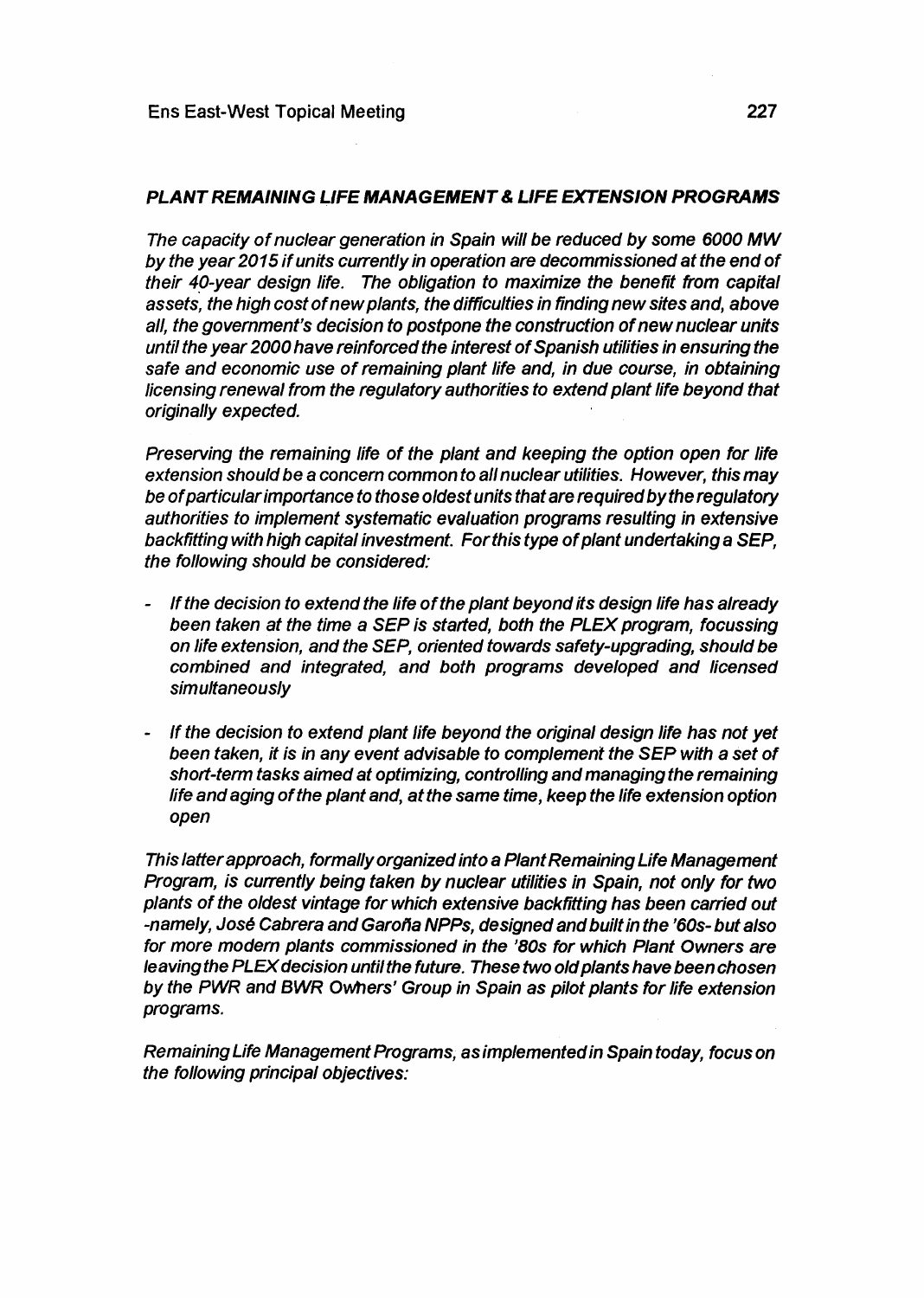## *PLANT REMAINING LIFE MANAGEMENT & LIFE EXTENSION PROGRAMS*

*The capacity of nuclear generation in Spain will be reduced by some 6000 MW by the year 2015 if units currently in operation are decommissioned at the end of their 40-year design life. The obligation to maximize the benefit from capital assets, the high cost of new plants, the difficulties in finding new sites and, above all, the government's decision to postpone the construction of new nuclear units until the year 2000 have reinforced the interest of Spanish utilities in ensuring the safe and economic use of remaining plant life and, in due course, in obtaining licensing renewal from the regulatory authorities to extend plant life beyond that originally expected.*

*Preserving the remaining life of the plant and keeping the option open for life extension should be a concern common to all nuclear utilities. However, this may be of particular importance to those oldest units that are required by the regulatory authorities to implement systematic evaluation programs resulting in extensive backfitting with high capital investment. For this type of plant undertaking a SEP, the following should be considered:*

- *If the decision to extend the life of the plant beyond its design life has already been taken at the time a SEP is started, both the PLEX program, focussing on life extension, and the SEP, oriented towards safety-upgrading, should be combined and integrated, and both programs developed and licensed simultaneously*
- *If the decision to extend plant life beyond the original design life has not yet been taken, it is in any event advisable to complement the SEP with a set of short-term tasks aimed at optimizing, controlling and managing the remaining life and aging of the plant and, at the same time, keep the life extension option open*

*This latter approach, formally organized into a Plant Remaining Life Management Program, is currently being taken by nuclear utilities in Spain, not only for two plants of the oldest vintage for which extensive backfitting has been carried out -namely, José Cabrera and Garoña NPPs, designed and built in the '60s- but also for more modern plants commissioned in the '80s for which Plant Owners are leaving the PLEX decision until the future. These two old plants have been chosen by the PWR and BWR Owners' Group in Spain as pilot plants for life extension programs.*

*Remaining Life Management Programs, as implemented in Spain today, focus on the following principal objectives:*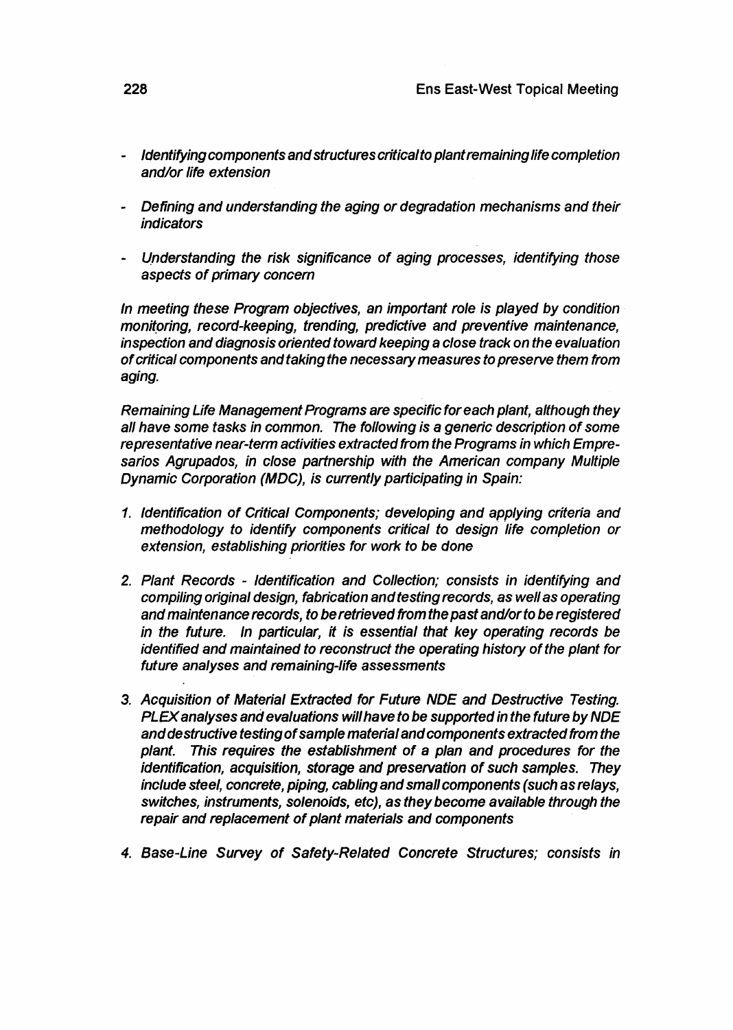- *Identifying components and structures critical to plant remaining life completion and/or life extension*

- *Defining and understanding the aging or degradation mechanisms and their indicators*

- *Understanding the risk significance of aging processes, identifying those aspects of primary concern*

*In meeting these Program objectives, an important role is played by condition monitoring, record-keeping, trending, predictive and preventive maintenance, inspection and diagnosis oriented toward keeping a close track on the evaluation of critical components and taking the necessary measures to preserve them from aging.*

*Remaining Life Management Programs are specific for each plant, although they all have some tasks in common. The following is a generic description of some representative near-term activities extracted from the Programs in which Empresarios Agrupados, in close partnership with the American company Multiple Dynamic Corporation (MDC), is currently participating in Spain:*

1. *Identification of Critical Components; developing and applying criteria and methodology to identify components critical to design life completion or extension, establishing priorities for work to be done*

2. *Plant Records - Identification and Collection; consists in identifying and compiling original design, fabrication and testing records, as well as operating and maintenance records, to be retrieved from the past and/or to be registered in the future. In particular, it is essential that key operating records be identified and maintained to reconstruct the operating history of the plant for future analyses and remaining-life assessments*

3. *Acquisition of Material Extracted for Future NDE and Destructive Testing. PLEX analyses and evaluations will have to be supported in the future by NDE and destructive testing of sample material and components extracted from the plant. This requires the establishment of a plan and procedures for the identification, acquisition, storage and preservation of such samples. They include steel, concrete, piping, cabling and small components (such as relays, switches, instruments, solenoids, etc), as they become available through the repair and replacement of plant materials and components*

4. *Base-Line Survey of Safety-Related Concrete Structures; consists in*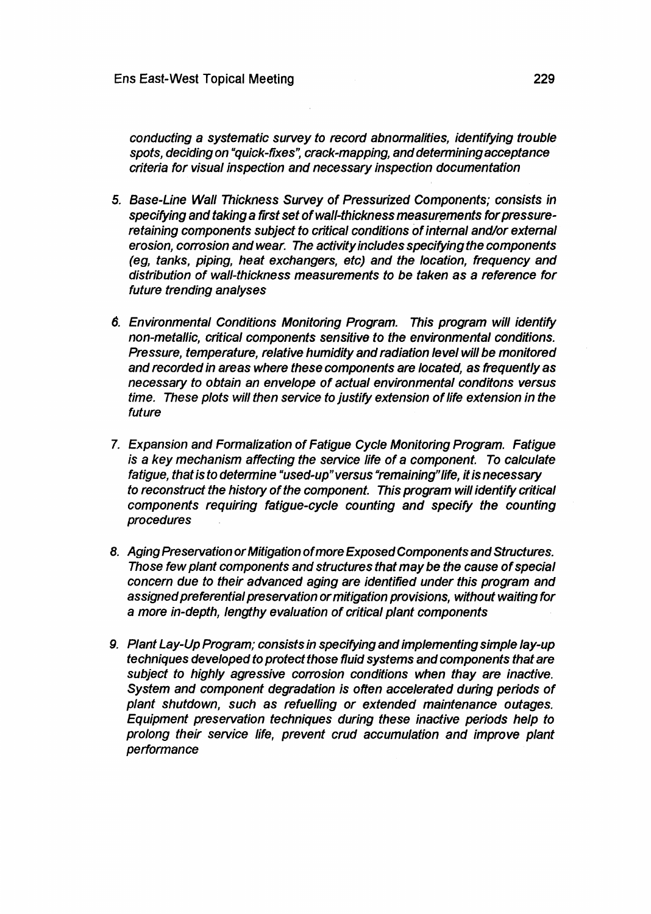*conducting a systematic survey to record abnormalities, identifying trouble spots, deciding on "quick-fixes", crack-mapping, and determining acceptance criteria for visual inspection and necessary inspection documentation*

5. *Base-Line Wall Thickness Survey of Pressurized Components; consists in specifying and taking a first set of wall-thickness measurements for pressure-retaining components subject to critical conditions of internal and/or external erosion, corrosion and wear. The activity includes specifying the components (eg, tanks, piping, heat exchangers, etc) and the location, frequency and distribution of wall-thickness measurements to be taken as a reference for future trending analyses*

6. *Environmental Conditions Monitoring Program. This program will identify non-metallic, critical components sensitive to the environmental conditions. Pressure, temperature, relative humidity and radiation level will be monitored and recorded in areas where these components are located, as frequently as necessary to obtain an envelope of actual environmental conditons versus time. These plots will then service to justify extension of life extension in the future*

7. *Expansion and Formalization of Fatigue Cycle Monitoring Program. Fatigue is a key mechanism affecting the service life of a component. To calculate fatigue, that is to determine "used-up" versus "remaining" life, it is necessary to reconstruct the history of the component. This program will identify critical components requiring fatigue-cycle counting and specify the counting procedures*

8. *Aging Preservation or Mitigation of more Exposed Components and Structures. Those few plant components and structures that may be the cause of special concern due to their advanced aging are identified under this program and assigned preferential preservation or mitigation provisions, without waiting for a more in-depth, lengthy evaluation of critical plant components*

9. *Plant Lay-Up Program; consists in specifying and implementing simple lay-up techniques developed to protect those fluid systems and components that are subject to highly agressive corrosion conditions when thay are inactive. System and component degradation is often accelerated during periods of plant shutdown, such as refuelling or extended maintenance outages. Equipment preservation techniques during these inactive periods help to prolong their service life, prevent crud accumulation and improve plant performance*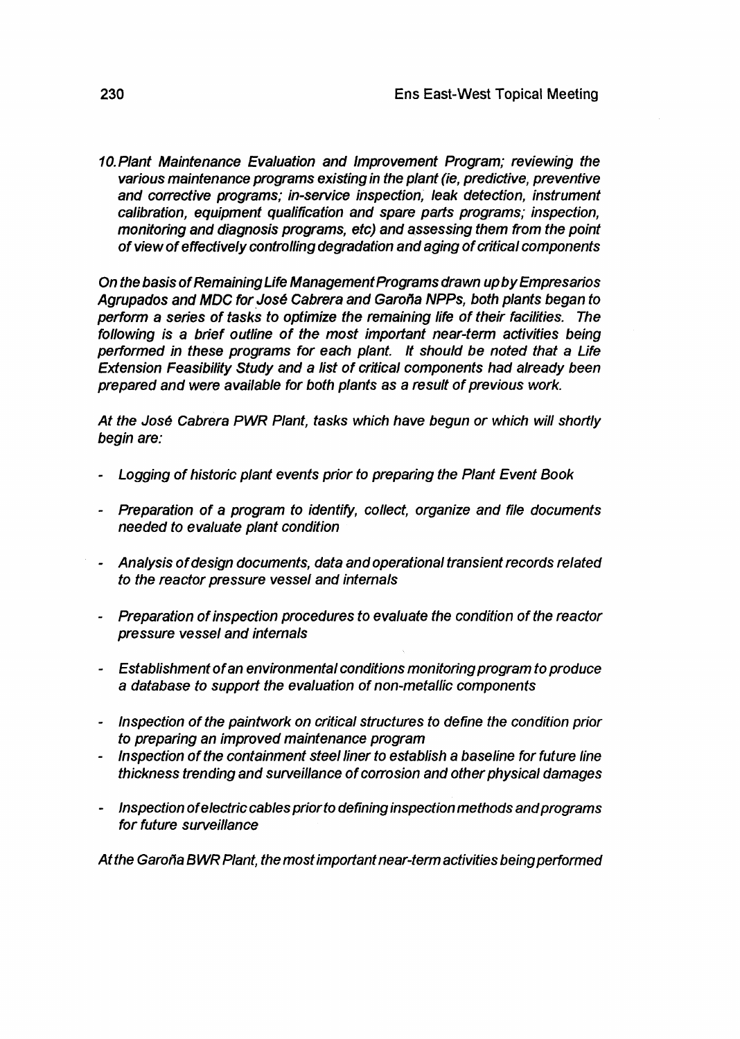*10. Plant Maintenance Evaluation and Improvement Program; reviewing the various maintenance programs existing in the plant (ie, predictive, preventive and corrective programs; in-service inspection, leak detection, instrument calibration, equipment qualification and spare parts programs; inspection, monitoring and diagnosis programs, etc) and assessing them from the point of view of effectively controlling degradation and aging of critical components*

*On the basis of Remaining Life Management Programs drawn up by Empresarios Agrupados and MDC for José Cabrera and Garoña NPPs, both plants began to perform a series of tasks to optimize the remaining life of their facilities. The following is a brief outline of the most important near-term activities being performed in these programs for each plant. It should be noted that a Life Extension Feasibility Study and a list of critical components had already been prepared and were available for both plants as a result of previous work.*

*At the José Cabrera PWR Plant, tasks which have begun or which will shortly begin are:*

- *Logging of historic plant events prior to preparing the Plant Event Book*
- *Preparation of a program to identify, collect, organize and file documents needed to evaluate plant condition*
- *Analysis of design documents, data and operational transient records related to the reactor pressure vessel and internals*
- *Preparation of inspection procedures to evaluate the condition of the reactor pressure vessel and internals*
- *Establishment of an environmental conditions monitoring program to produce a database to support the evaluation of non-metallic components*
- *Inspection of the paintwork on critical structures to define the condition prior to preparing an improved maintenance program*
- *Inspection of the containment steel liner to establish a baseline for future line thickness trending and surveillance of corrosion and other physical damages*
- *Inspection of electric cables prior to defining inspection methods and programs for future surveillance*

*At the Garoña BWR Plant, the most important near-term activities being performed*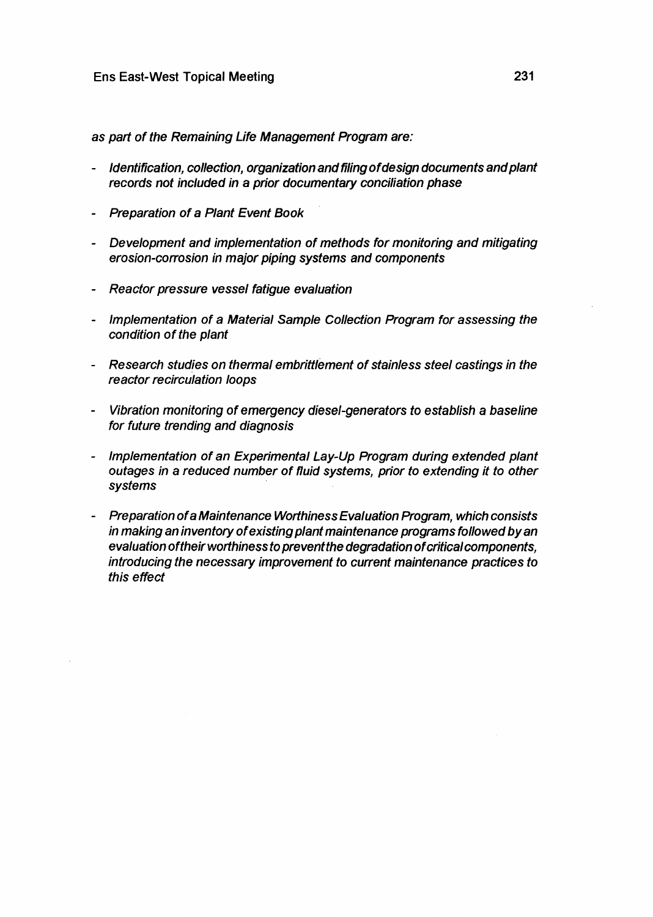*as part of the Remaining Life Management Program are:*

- *Identification, collection, organization and filing of design documents and plant records not included in a prior documentary conciliation phase*

- *Preparation of a Plant Event Book*

- *Development and implementation of methods for monitoring and mitigating erosion-corrosion in major piping systems and components*

- *Reactor pressure vessel fatigue evaluation*

- *Implementation of a Material Sample Collection Program for assessing the condition of the plant*

- *Research studies on thermal embrittlement of stainless steel castings in the reactor recirculation loops*

- *Vibration monitoring of emergency diesel-generators to establish a baseline for future trending and diagnosis*

- *Implementation of an Experimental Lay-Up Program during extended plant outages in a reduced number of fluid systems, prior to extending it to other systems*

- *Preparation of a Maintenance Worthiness Evaluation Program, which consists in making an inventory of existing plant maintenance programs followed by an evaluation of their worthiness to prevent the degradation of critical components, introducing the necessary improvement to current maintenance practices to this effect*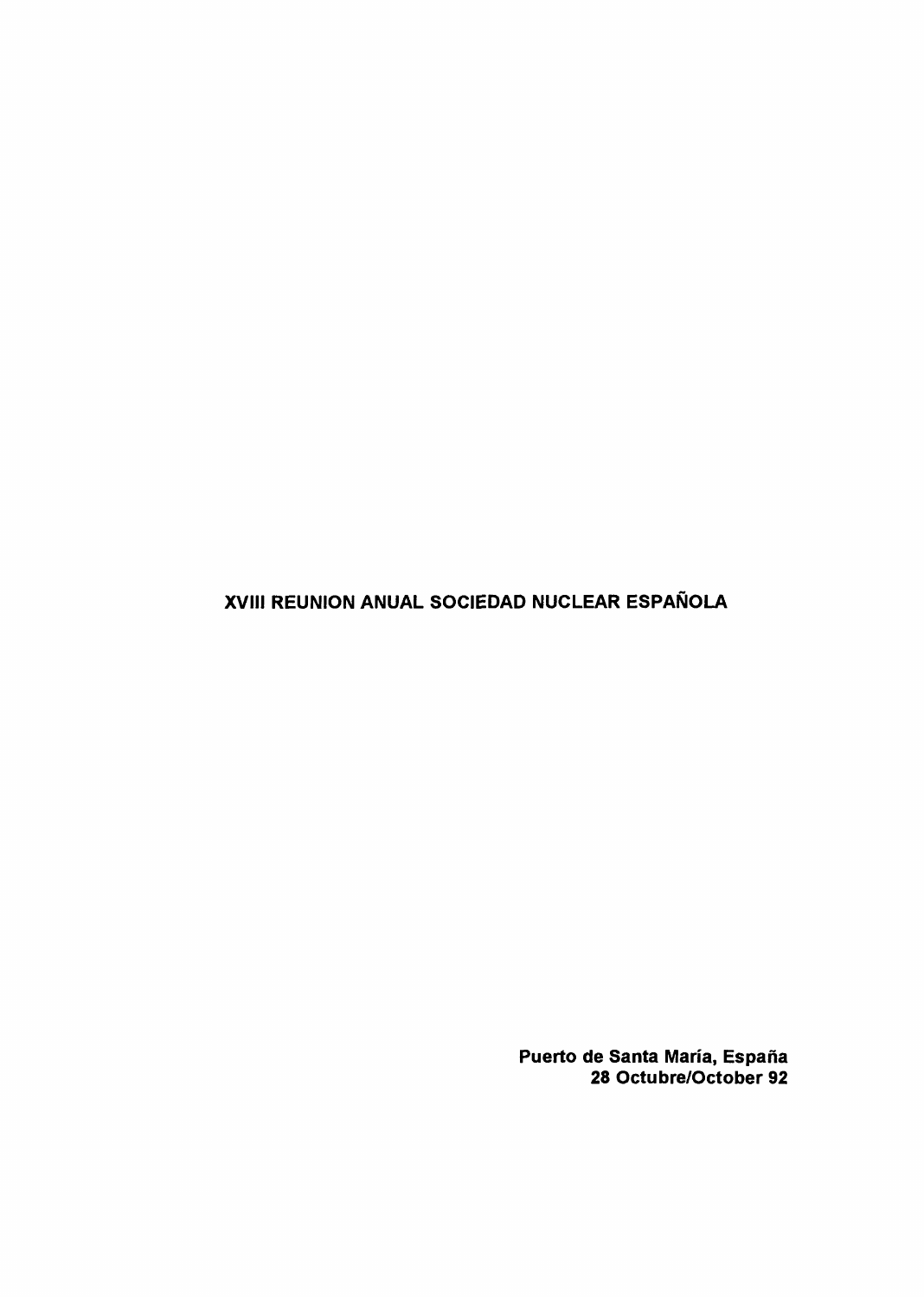**XVIII REUNION ANUAL SOCIEDAD NUCLEAR ESPAÑOLA**

**Puerto de Santa María, España**
**28 Octubre/October 92**